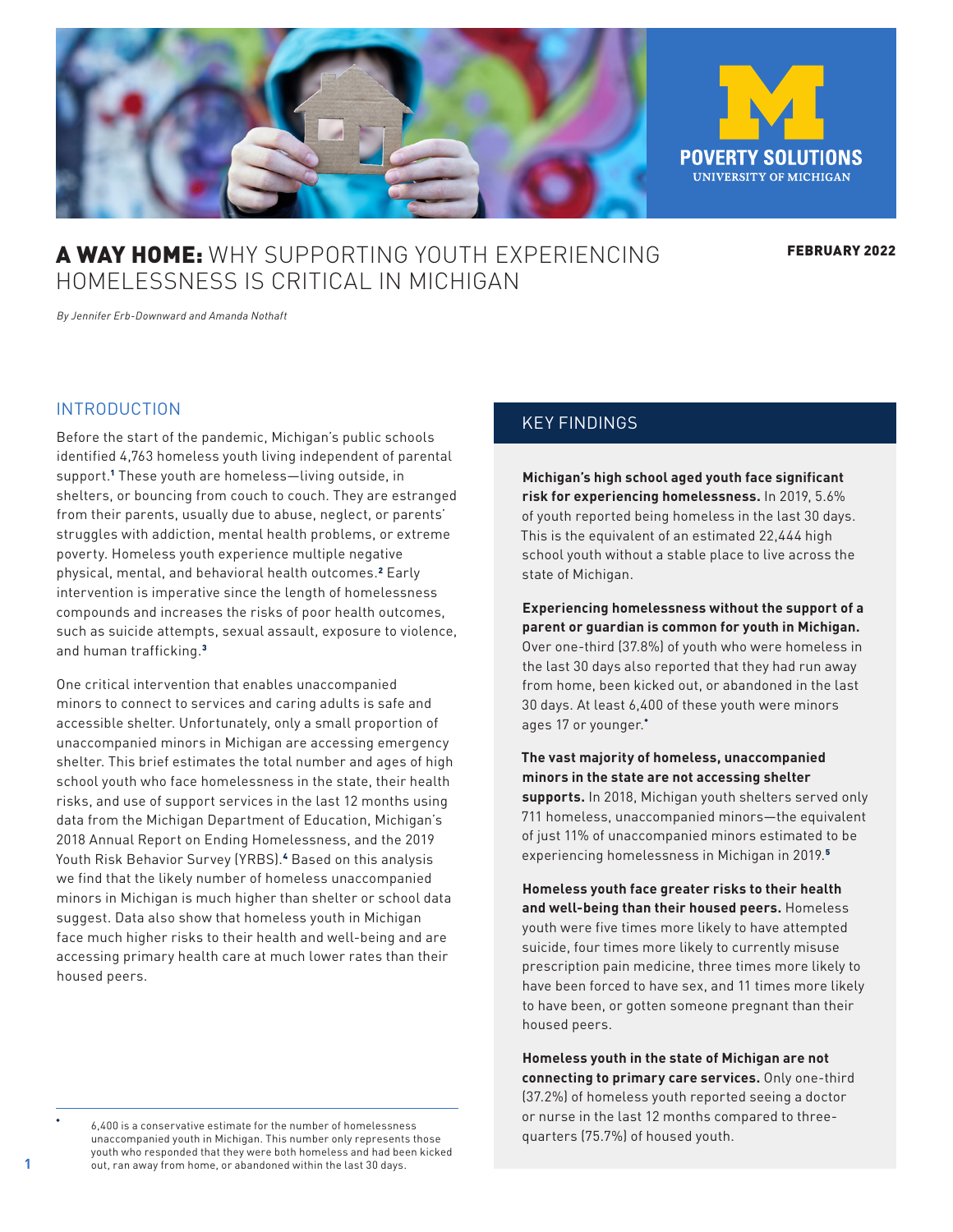POVERTY SOLUTIONS
UNIVERSITY OF MICHIGAN

# A WAY HOME: WHY SUPPORTING YOUTH EXPERIENCING HOMELESSNESS IS CRITICAL IN MICHIGAN

**FEBRUARY 2022**

*By Jennifer Erb-Downward and Amanda Nothaft*

## INTRODUCTION

Before the start of the pandemic, Michigan's public schools identified 4,763 homeless youth living independent of parental support.[1] These youth are homeless—living outside, in shelters, or bouncing from couch to couch. They are estranged from their parents, usually due to abuse, neglect, or parents' struggles with addiction, mental health problems, or extreme poverty. Homeless youth experience multiple negative physical, mental, and behavioral health outcomes.[2] Early intervention is imperative since the length of homelessness compounds and increases the risks of poor health outcomes, such as suicide attempts, sexual assault, exposure to violence, and human trafficking.[3]

One critical intervention that enables unaccompanied minors to connect to services and caring adults is safe and accessible shelter. Unfortunately, only a small proportion of unaccompanied minors in Michigan are accessing emergency shelter. This brief estimates the total number and ages of high school youth who face homelessness in the state, their health risks, and use of support services in the last 12 months using data from the Michigan Department of Education, Michigan's 2018 Annual Report on Ending Homelessness, and the 2019 Youth Risk Behavior Survey (YRBS).[4] Based on this analysis we find that the likely number of homeless unaccompanied minors in Michigan is much higher than shelter or school data suggest. Data also show that homeless youth in Michigan face much higher risks to their health and well-being and are accessing primary health care at much lower rates than their housed peers.

## KEY FINDINGS

**Michigan's high school aged youth face significant risk for experiencing homelessness.** In 2019, 5.6% of youth reported being homeless in the last 30 days. This is the equivalent of an estimated 22,444 high school youth without a stable place to live across the state of Michigan.

**Experiencing homelessness without the support of a parent or guardian is common for youth in Michigan.** Over one-third (37.8%) of youth who were homeless in the last 30 days also reported that they had run away from home, been kicked out, or abandoned in the last 30 days. At least 6,400 of these youth were minors ages 17 or younger.[*]

**The vast majority of homeless, unaccompanied minors in the state are not accessing shelter supports.** In 2018, Michigan youth shelters served only 711 homeless, unaccompanied minors—the equivalent of just 11% of unaccompanied minors estimated to be experiencing homelessness in Michigan in 2019.[5]

**Homeless youth face greater risks to their health and well-being than their housed peers.** Homeless youth were five times more likely to have attempted suicide, four times more likely to currently misuse prescription pain medicine, three times more likely to have been forced to have sex, and 11 times more likely to have been, or gotten someone pregnant than their housed peers.

**Homeless youth in the state of Michigan are not connecting to primary care services.** Only one-third (37.2%) of homeless youth reported seeing a doctor or nurse in the last 12 months compared to three-quarters (75.7%) of housed youth.

[*] 6,400 is a conservative estimate for the number of homelessness unaccompanied youth in Michigan. This number only represents those youth who responded that they were both homeless and had been kicked out, ran away from home, or abandoned within the last 30 days.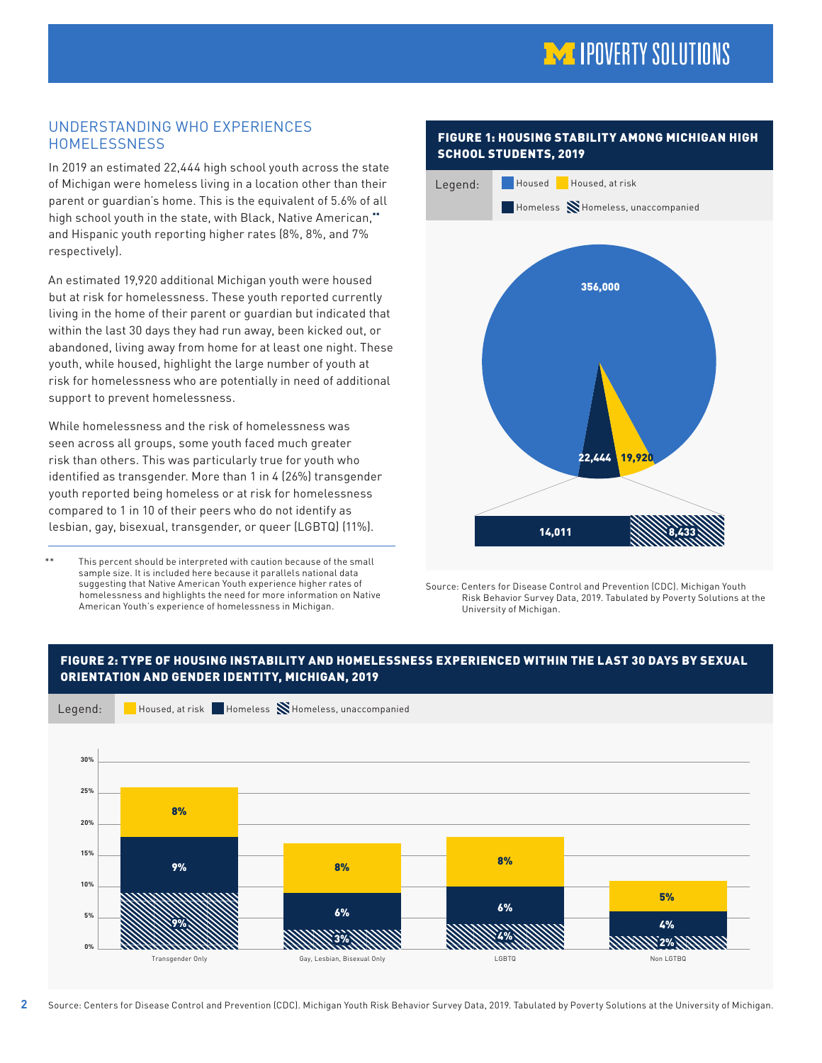## UNDERSTANDING WHO EXPERIENCES HOMELESSNESS

In 2019 an estimated 22,444 high school youth across the state of Michigan were homeless living in a location other than their parent or guardian's home. This is the equivalent of 5.6% of all high school youth in the state, with Black, Native American,** and Hispanic youth reporting higher rates (8%, 8%, and 7% respectively).

An estimated 19,920 additional Michigan youth were housed but at risk for homelessness. These youth reported currently living in the home of their parent or guardian but indicated that within the last 30 days they had run away, been kicked out, or abandoned, living away from home for at least one night. These youth, while housed, highlight the large number of youth at risk for homelessness who are potentially in need of additional support to prevent homelessness.

While homelessness and the risk of homelessness was seen across all groups, some youth faced much greater risk than others. This was particularly true for youth who identified as transgender. More than 1 in 4 (26%) transgender youth reported being homeless or at risk for homelessness compared to 1 in 10 of their peers who do not identify as lesbian, gay, bisexual, transgender, or queer (LGBTQ) (11%).

** This percent should be interpreted with caution because of the small sample size. It is included here because it parallels national data suggesting that Native American Youth experience higher rates of homelessness and highlights the need for more information on Native American Youth's experience of homelessness in Michigan.

**FIGURE 1: HOUSING STABILITY AMONG MICHIGAN HIGH SCHOOL STUDENTS, 2019**

| Category | Number |
| --- | --- |
| Housed | 356,000 |
| Housed, at risk | 19,920 |
| Homeless (total) | 22,444 |
| Homeless | 14,011 |
| Homeless, unaccompanied | 8,433 |

Source: Centers for Disease Control and Prevention (CDC). Michigan Youth Risk Behavior Survey Data, 2019. Tabulated by Poverty Solutions at the University of Michigan.

**FIGURE 2: TYPE OF HOUSING INSTABILITY AND HOMELESSNESS EXPERIENCED WITHIN THE LAST 30 DAYS BY SEXUAL ORIENTATION AND GENDER IDENTITY, MICHIGAN, 2019**

| Group | Housed, at risk | Homeless | Homeless, unaccompanied |
| --- | --- | --- | --- |
| Transgender Only | 8% | 9% | 9% |
| Gay, Lesbian, Bisexual Only | 8% | 6% | 3% |
| LGBTQ | 8% | 6% | 4% |
| Non LGTBQ | 5% | 4% | 2% |

Source: Centers for Disease Control and Prevention (CDC). Michigan Youth Risk Behavior Survey Data, 2019. Tabulated by Poverty Solutions at the University of Michigan.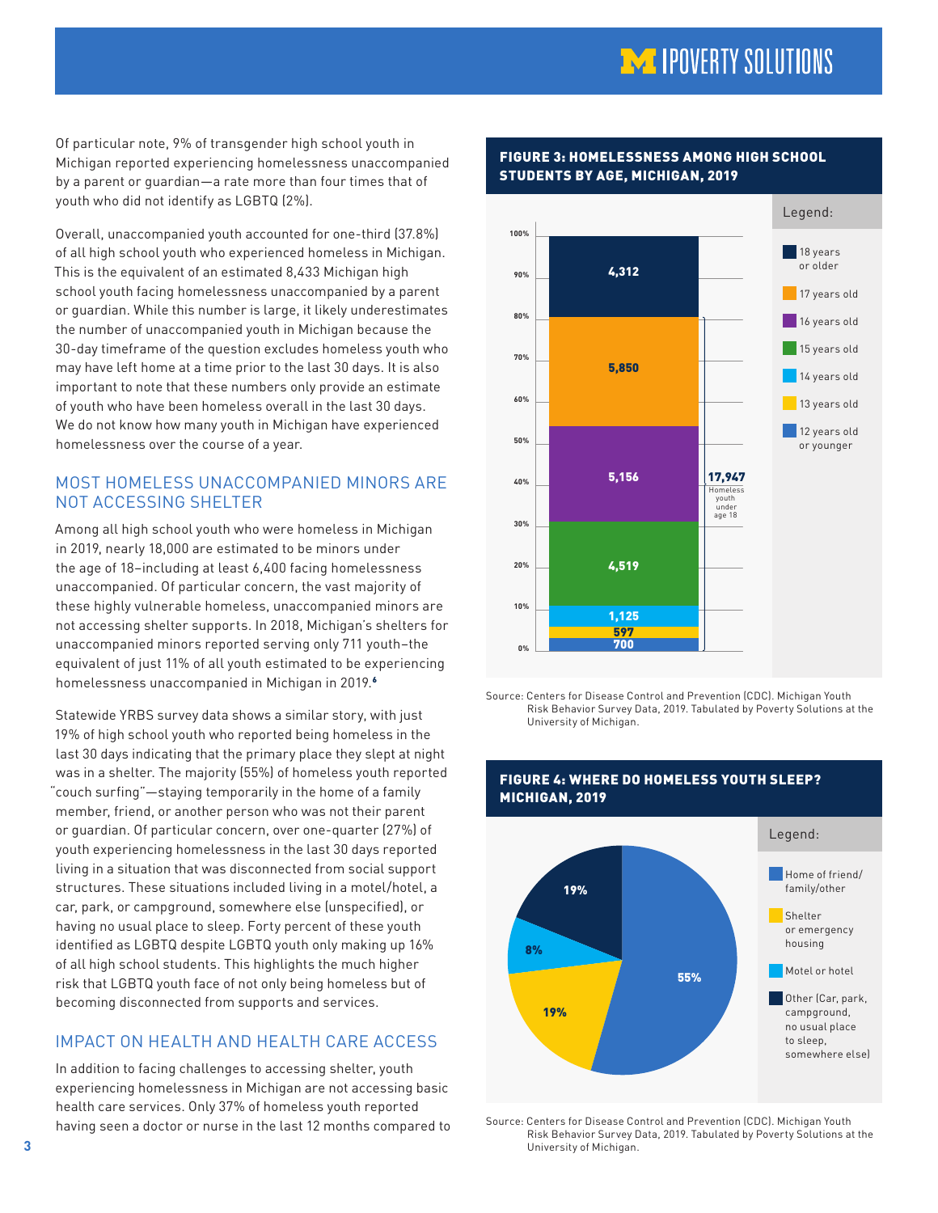Of particular note, 9% of transgender high school youth in Michigan reported experiencing homelessness unaccompanied by a parent or guardian—a rate more than four times that of youth who did not identify as LGBTQ (2%).

Overall, unaccompanied youth accounted for one-third (37.8%) of all high school youth who experienced homeless in Michigan. This is the equivalent of an estimated 8,433 Michigan high school youth facing homelessness unaccompanied by a parent or guardian. While this number is large, it likely underestimates the number of unaccompanied youth in Michigan because the 30-day timeframe of the question excludes homeless youth who may have left home at a time prior to the last 30 days. It is also important to note that these numbers only provide an estimate of youth who have been homeless overall in the last 30 days. We do not know how many youth in Michigan have experienced homelessness over the course of a year.

## MOST HOMELESS UNACCOMPANIED MINORS ARE NOT ACCESSING SHELTER

Among all high school youth who were homeless in Michigan in 2019, nearly 18,000 are estimated to be minors under the age of 18–including at least 6,400 facing homelessness unaccompanied. Of particular concern, the vast majority of these highly vulnerable homeless, unaccompanied minors are not accessing shelter supports. In 2018, Michigan's shelters for unaccompanied minors reported serving only 711 youth–the equivalent of just 11% of all youth estimated to be experiencing homelessness unaccompanied in Michigan in 2019.[6]

Statewide YRBS survey data shows a similar story, with just 19% of high school youth who reported being homeless in the last 30 days indicating that the primary place they slept at night was in a shelter. The majority (55%) of homeless youth reported "couch surfing"—staying temporarily in the home of a family member, friend, or another person who was not their parent or guardian. Of particular concern, over one-quarter (27%) of youth experiencing homelessness in the last 30 days reported living in a situation that was disconnected from social support structures. These situations included living in a motel/hotel, a car, park, or campground, somewhere else (unspecified), or having no usual place to sleep. Forty percent of these youth identified as LGBTQ despite LGBTQ youth only making up 16% of all high school students. This highlights the much higher risk that LGBTQ youth face of not only being homeless but of becoming disconnected from supports and services.

## IMPACT ON HEALTH AND HEALTH CARE ACCESS

In addition to facing challenges to accessing shelter, youth experiencing homelessness in Michigan are not accessing basic health care services. Only 37% of homeless youth reported having seen a doctor or nurse in the last 12 months compared to

**FIGURE 3: HOMELESSNESS AMONG HIGH SCHOOL STUDENTS BY AGE, MICHIGAN, 2019**

| Age | Number |
|---|---|
| 18 years or older | 4,312 |
| 17 years old | 5,850 |
| 16 years old | 5,156 |
| 15 years old | 4,519 |
| 14 years old | 1,125 |
| 13 years old | 597 |
| 12 years old or younger | 700 |

17,947 Homeless youth under age 18

Source: Centers for Disease Control and Prevention (CDC). Michigan Youth Risk Behavior Survey Data, 2019. Tabulated by Poverty Solutions at the University of Michigan.

**FIGURE 4: WHERE DO HOMELESS YOUTH SLEEP? MICHIGAN, 2019**

| Location | Percent |
|---|---|
| Home of friend/family/other | 55% |
| Shelter or emergency housing | 19% |
| Motel or hotel | 8% |
| Other (Car, park, campground, no usual place to sleep, somewhere else) | 19% |

Source: Centers for Disease Control and Prevention (CDC). Michigan Youth Risk Behavior Survey Data, 2019. Tabulated by Poverty Solutions at the University of Michigan.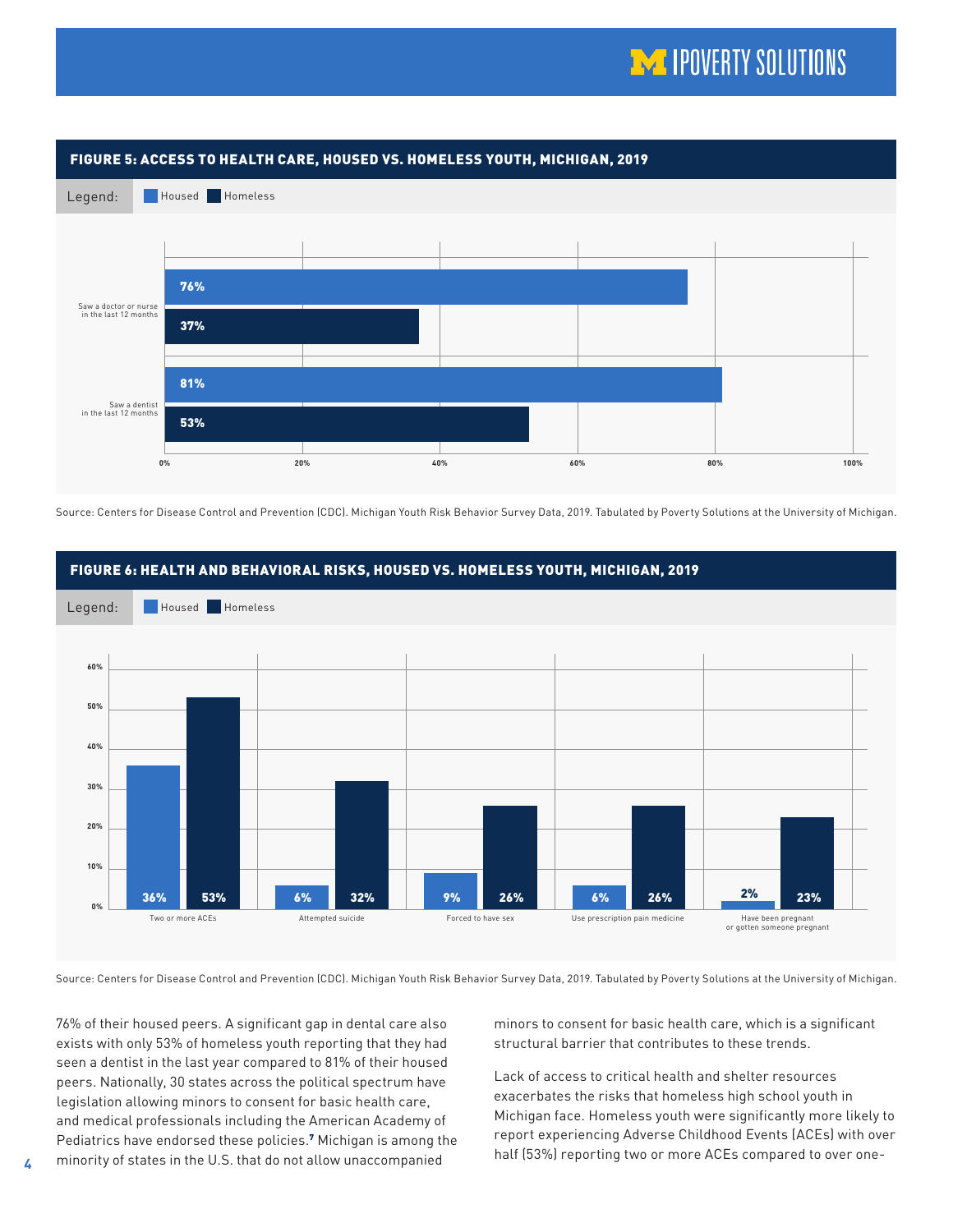## FIGURE 5: ACCESS TO HEALTH CARE, HOUSED VS. HOMELESS YOUTH, MICHIGAN, 2019

| | Housed | Homeless |
|---|---|---|
| Saw a doctor or nurse in the last 12 months | 76% | 37% |
| Saw a dentist in the last 12 months | 81% | 53% |

Source: Centers for Disease Control and Prevention (CDC). Michigan Youth Risk Behavior Survey Data, 2019. Tabulated by Poverty Solutions at the University of Michigan.

## FIGURE 6: HEALTH AND BEHAVIORAL RISKS, HOUSED VS. HOMELESS YOUTH, MICHIGAN, 2019

| | Housed | Homeless |
|---|---|---|
| Two or more ACEs | 36% | 53% |
| Attempted suicide | 6% | 32% |
| Forced to have sex | 9% | 26% |
| Use prescription pain medicine | 6% | 26% |
| Have been pregnant or gotten someone pregnant | 2% | 23% |

Source: Centers for Disease Control and Prevention (CDC). Michigan Youth Risk Behavior Survey Data, 2019. Tabulated by Poverty Solutions at the University of Michigan.

76% of their housed peers. A significant gap in dental care also exists with only 53% of homeless youth reporting that they had seen a dentist in the last year compared to 81% of their housed peers. Nationally, 30 states across the political spectrum have legislation allowing minors to consent for basic health care, and medical professionals including the American Academy of Pediatrics have endorsed these policies.[7] Michigan is among the minority of states in the U.S. that do not allow unaccompanied minors to consent for basic health care, which is a significant structural barrier that contributes to these trends.

Lack of access to critical health and shelter resources exacerbates the risks that homeless high school youth in Michigan face. Homeless youth were significantly more likely to report experiencing Adverse Childhood Events (ACEs) with over half (53%) reporting two or more ACEs compared to over one-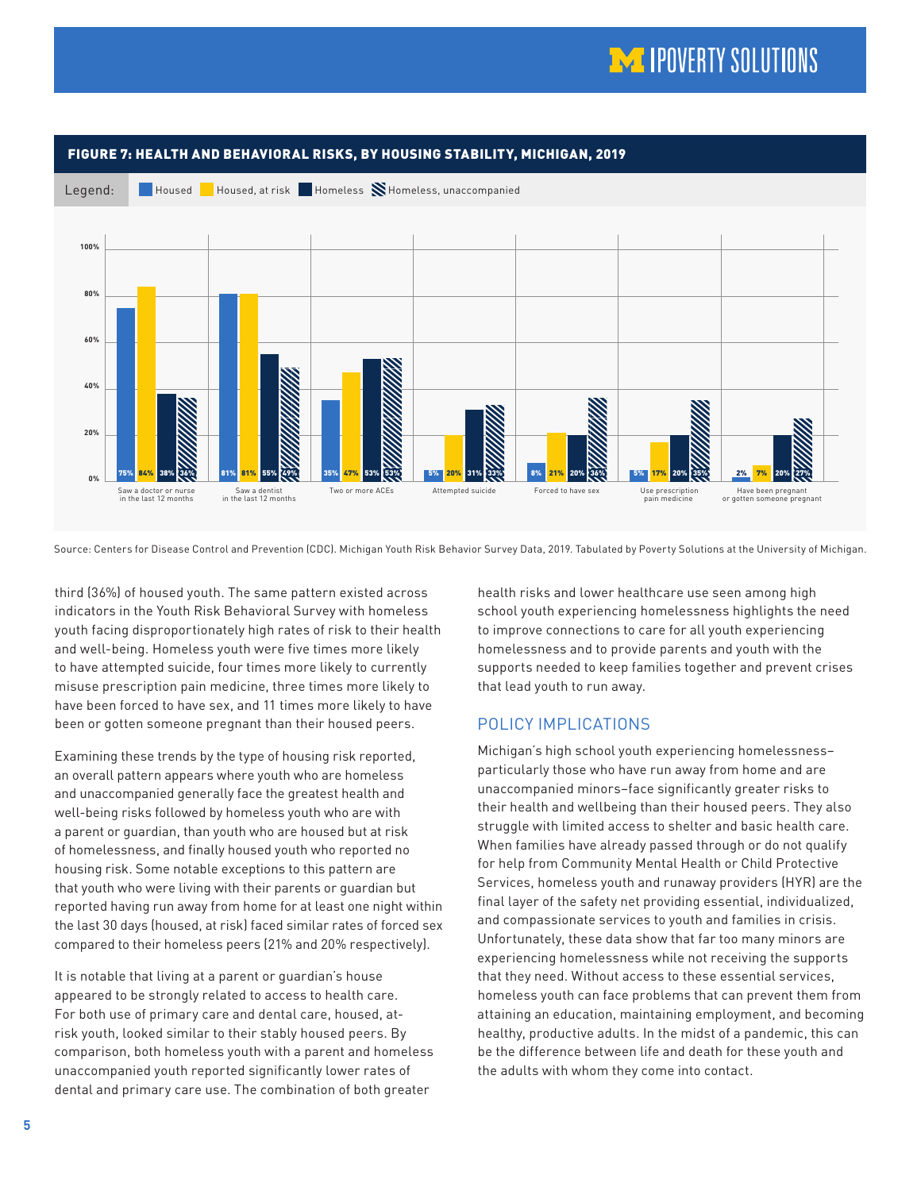**FIGURE 7: HEALTH AND BEHAVIORAL RISKS, BY HOUSING STABILITY, MICHIGAN, 2019**

| | Housed | Housed, at risk | Homeless | Homeless, unaccompanied |
|---|---|---|---|---|
| Saw a doctor or nurse in the last 12 months | 75% | 84% | 38% | 36% |
| Saw a dentist in the last 12 months | 81% | 81% | 55% | 49% |
| Two or more ACEs | 35% | 47% | 53% | 53% |
| Attempted suicide | 5% | 20% | 31% | 33% |
| Forced to have sex | 8% | 21% | 20% | 36% |
| Use prescription pain medicine | 5% | 17% | 20% | 35% |
| Have been pregnant or gotten someone pregnant | 2% | 7% | 20% | 27% |

Source: Centers for Disease Control and Prevention (CDC). Michigan Youth Risk Behavior Survey Data, 2019. Tabulated by Poverty Solutions at the University of Michigan.

third (36%) of housed youth. The same pattern existed across indicators in the Youth Risk Behavioral Survey with homeless youth facing disproportionately high rates of risk to their health and well-being. Homeless youth were five times more likely to have attempted suicide, four times more likely to currently misuse prescription pain medicine, three times more likely to have been forced to have sex, and 11 times more likely to have been or gotten someone pregnant than their housed peers.

Examining these trends by the type of housing risk reported, an overall pattern appears where youth who are homeless and unaccompanied generally face the greatest health and well-being risks followed by homeless youth who are with a parent or guardian, than youth who are housed but at risk of homelessness, and finally housed youth who reported no housing risk. Some notable exceptions to this pattern are that youth who were living with their parents or guardian but reported having run away from home for at least one night within the last 30 days (housed, at risk) faced similar rates of forced sex compared to their homeless peers (21% and 20% respectively).

It is notable that living at a parent or guardian's house appeared to be strongly related to access to health care. For both use of primary care and dental care, housed, at-risk youth, looked similar to their stably housed peers. By comparison, both homeless youth with a parent and homeless unaccompanied youth reported significantly lower rates of dental and primary care use. The combination of both greater health risks and lower healthcare use seen among high school youth experiencing homelessness highlights the need to improve connections to care for all youth experiencing homelessness and to provide parents and youth with the supports needed to keep families together and prevent crises that lead youth to run away.

## POLICY IMPLICATIONS

Michigan's high school youth experiencing homelessness–particularly those who have run away from home and are unaccompanied minors–face significantly greater risks to their health and wellbeing than their housed peers. They also struggle with limited access to shelter and basic health care. When families have already passed through or do not qualify for help from Community Mental Health or Child Protective Services, homeless youth and runaway providers (HYR) are the final layer of the safety net providing essential, individualized, and compassionate services to youth and families in crisis. Unfortunately, these data show that far too many minors are experiencing homelessness while not receiving the supports that they need. Without access to these essential services, homeless youth can face problems that can prevent them from attaining an education, maintaining employment, and becoming healthy, productive adults. In the midst of a pandemic, this can be the difference between life and death for these youth and the adults with whom they come into contact.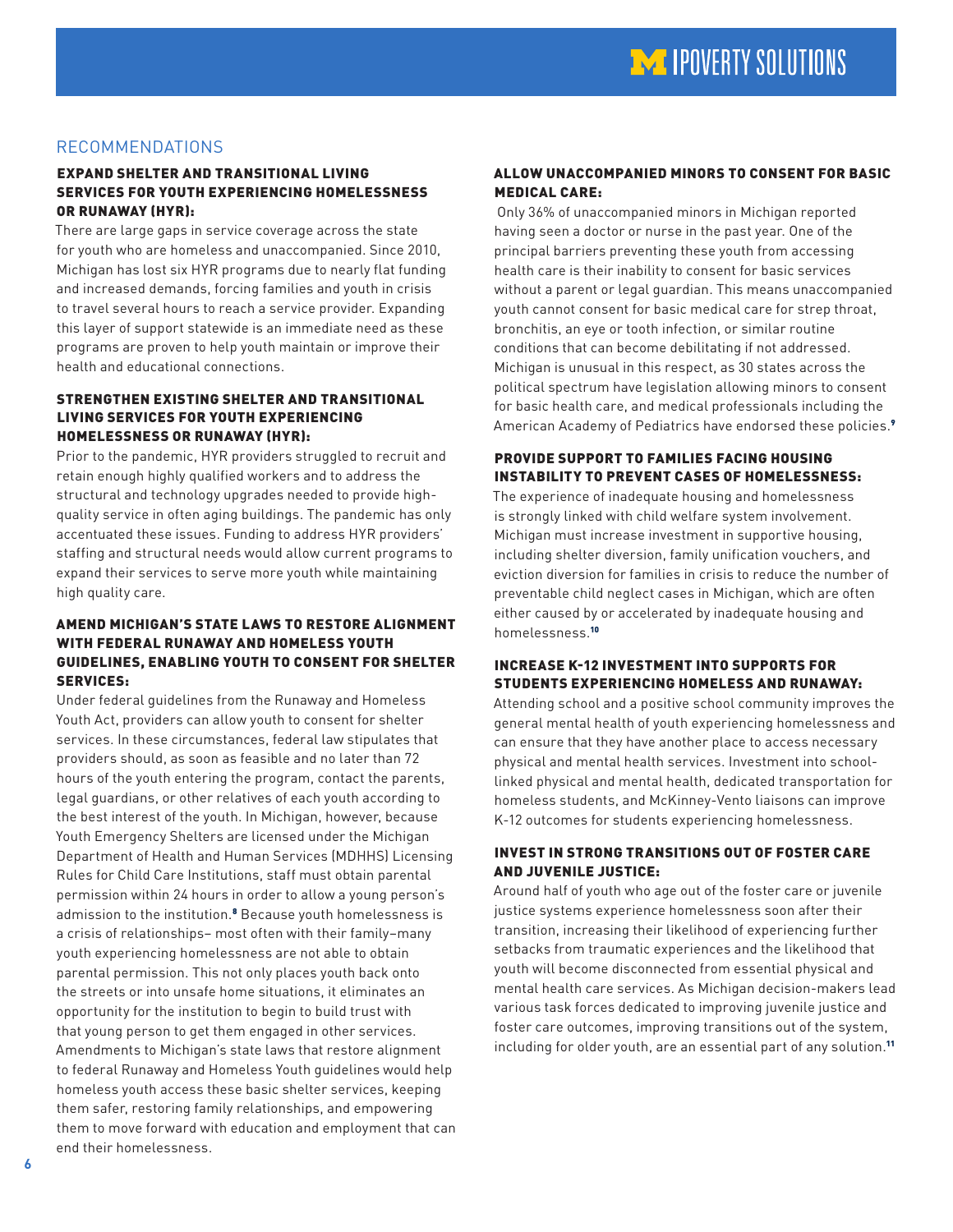## RECOMMENDATIONS

### EXPAND SHELTER AND TRANSITIONAL LIVING SERVICES FOR YOUTH EXPERIENCING HOMELESSNESS OR RUNAWAY (HYR):

There are large gaps in service coverage across the state for youth who are homeless and unaccompanied. Since 2010, Michigan has lost six HYR programs due to nearly flat funding and increased demands, forcing families and youth in crisis to travel several hours to reach a service provider. Expanding this layer of support statewide is an immediate need as these programs are proven to help youth maintain or improve their health and educational connections.

### STRENGTHEN EXISTING SHELTER AND TRANSITIONAL LIVING SERVICES FOR YOUTH EXPERIENCING HOMELESSNESS OR RUNAWAY (HYR):

Prior to the pandemic, HYR providers struggled to recruit and retain enough highly qualified workers and to address the structural and technology upgrades needed to provide high-quality service in often aging buildings. The pandemic has only accentuated these issues. Funding to address HYR providers' staffing and structural needs would allow current programs to expand their services to serve more youth while maintaining high quality care.

### AMEND MICHIGAN'S STATE LAWS TO RESTORE ALIGNMENT WITH FEDERAL RUNAWAY AND HOMELESS YOUTH GUIDELINES, ENABLING YOUTH TO CONSENT FOR SHELTER SERVICES:

Under federal guidelines from the Runaway and Homeless Youth Act, providers can allow youth to consent for shelter services. In these circumstances, federal law stipulates that providers should, as soon as feasible and no later than 72 hours of the youth entering the program, contact the parents, legal guardians, or other relatives of each youth according to the best interest of the youth. In Michigan, however, because Youth Emergency Shelters are licensed under the Michigan Department of Health and Human Services (MDHHS) Licensing Rules for Child Care Institutions, staff must obtain parental permission within 24 hours in order to allow a young person's admission to the institution.[8] Because youth homelessness is a crisis of relationships– most often with their family–many youth experiencing homelessness are not able to obtain parental permission. This not only places youth back onto the streets or into unsafe home situations, it eliminates an opportunity for the institution to begin to build trust with that young person to get them engaged in other services. Amendments to Michigan's state laws that restore alignment to federal Runaway and Homeless Youth guidelines would help homeless youth access these basic shelter services, keeping them safer, restoring family relationships, and empowering them to move forward with education and employment that can end their homelessness.

### ALLOW UNACCOMPANIED MINORS TO CONSENT FOR BASIC MEDICAL CARE:

Only 36% of unaccompanied minors in Michigan reported having seen a doctor or nurse in the past year. One of the principal barriers preventing these youth from accessing health care is their inability to consent for basic services without a parent or legal guardian. This means unaccompanied youth cannot consent for basic medical care for strep throat, bronchitis, an eye or tooth infection, or similar routine conditions that can become debilitating if not addressed. Michigan is unusual in this respect, as 30 states across the political spectrum have legislation allowing minors to consent for basic health care, and medical professionals including the American Academy of Pediatrics have endorsed these policies.[9]

### PROVIDE SUPPORT TO FAMILIES FACING HOUSING INSTABILITY TO PREVENT CASES OF HOMELESSNESS:

The experience of inadequate housing and homelessness is strongly linked with child welfare system involvement. Michigan must increase investment in supportive housing, including shelter diversion, family unification vouchers, and eviction diversion for families in crisis to reduce the number of preventable child neglect cases in Michigan, which are often either caused by or accelerated by inadequate housing and homelessness.[10]

### INCREASE K-12 INVESTMENT INTO SUPPORTS FOR STUDENTS EXPERIENCING HOMELESS AND RUNAWAY:

Attending school and a positive school community improves the general mental health of youth experiencing homelessness and can ensure that they have another place to access necessary physical and mental health services. Investment into school-linked physical and mental health, dedicated transportation for homeless students, and McKinney-Vento liaisons can improve K-12 outcomes for students experiencing homelessness.

### INVEST IN STRONG TRANSITIONS OUT OF FOSTER CARE AND JUVENILE JUSTICE:

Around half of youth who age out of the foster care or juvenile justice systems experience homelessness soon after their transition, increasing their likelihood of experiencing further setbacks from traumatic experiences and the likelihood that youth will become disconnected from essential physical and mental health care services. As Michigan decision-makers lead various task forces dedicated to improving juvenile justice and foster care outcomes, improving transitions out of the system, including for older youth, are an essential part of any solution.[11]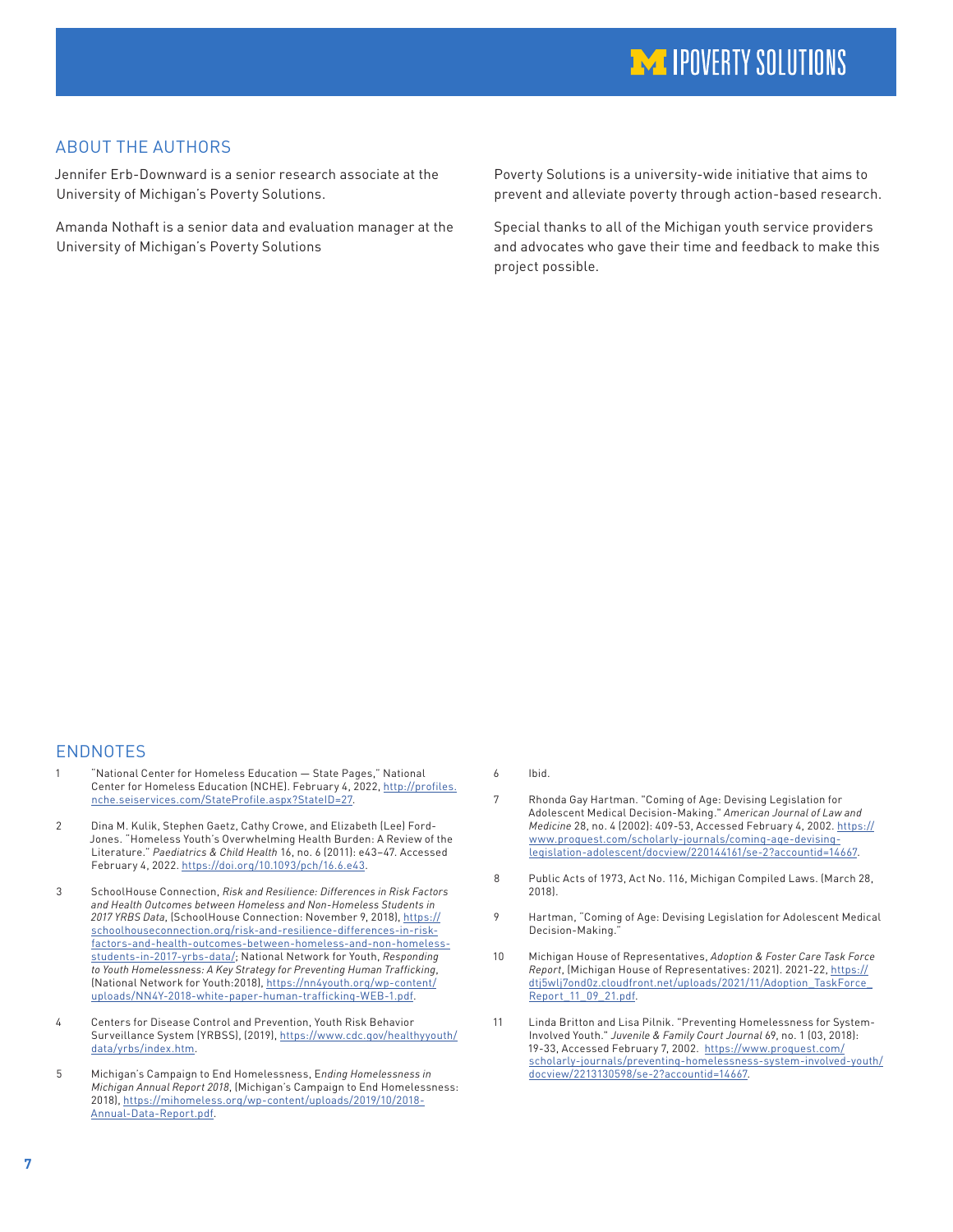## ABOUT THE AUTHORS

Jennifer Erb-Downward is a senior research associate at the University of Michigan's Poverty Solutions.

Amanda Nothaft is a senior data and evaluation manager at the University of Michigan's Poverty Solutions

Poverty Solutions is a university-wide initiative that aims to prevent and alleviate poverty through action-based research.

Special thanks to all of the Michigan youth service providers and advocates who gave their time and feedback to make this project possible.

## ENDNOTES

1. "National Center for Homeless Education — State Pages," National Center for Homeless Education (NCHE). February 4, 2022, http://profiles.nche.seiservices.com/StateProfile.aspx?StateID=27.

2. Dina M. Kulik, Stephen Gaetz, Cathy Crowe, and Elizabeth (Lee) Ford-Jones. "Homeless Youth's Overwhelming Health Burden: A Review of the Literature." *Paediatrics & Child Health* 16, no. 6 (2011): e43–47. Accessed February 4, 2022. https://doi.org/10.1093/pch/16.6.e43.

3. SchoolHouse Connection, *Risk and Resilience: Differences in Risk Factors and Health Outcomes between Homeless and Non-Homeless Students in 2017 YRBS Data*, (SchoolHouse Connection: November 9, 2018), https://schoolhouseconnection.org/risk-and-resilience-differences-in-risk-factors-and-health-outcomes-between-homeless-and-non-homeless-students-in-2017-yrbs-data/; National Network for Youth, *Responding to Youth Homelessness: A Key Strategy for Preventing Human Trafficking*, (National Network for Youth:2018), https://nn4youth.org/wp-content/uploads/NN4Y-2018-white-paper-human-trafficking-WEB-1.pdf.

4. Centers for Disease Control and Prevention, Youth Risk Behavior Surveillance System (YRBSS), (2019), https://www.cdc.gov/healthyyouth/data/yrbs/index.htm.

5. Michigan's Campaign to End Homelessness, *Ending Homelessness in Michigan Annual Report 2018*, (Michigan's Campaign to End Homelessness: 2018), https://mihomeless.org/wp-content/uploads/2019/10/2018-Annual-Data-Report.pdf.

6. Ibid.

7. Rhonda Gay Hartman. "Coming of Age: Devising Legislation for Adolescent Medical Decision-Making." *American Journal of Law and Medicine* 28, no. 4 (2002): 409-53, Accessed February 4, 2002. https://www.proquest.com/scholarly-journals/coming-age-devising-legislation-adolescent/docview/220144161/se-2?accountid=14667.

8. Public Acts of 1973, Act No. 116, Michigan Compiled Laws. (March 28, 2018).

9. Hartman, "Coming of Age: Devising Legislation for Adolescent Medical Decision-Making."

10. Michigan House of Representatives, *Adoption & Foster Care Task Force Report*, (Michigan House of Representatives: 2021). 2021-22, https://dtj5wlj7ond0z.cloudfront.net/uploads/2021/11/Adoption_TaskForce_Report_11_09_21.pdf.

11. Linda Britton and Lisa Pilnik. "Preventing Homelessness for System-Involved Youth." *Juvenile & Family Court Journal* 69, no. 1 (03, 2018): 19-33, Accessed February 7, 2002. https://www.proquest.com/scholarly-journals/preventing-homelessness-system-involved-youth/docview/2213130598/se-2?accountid=14667.